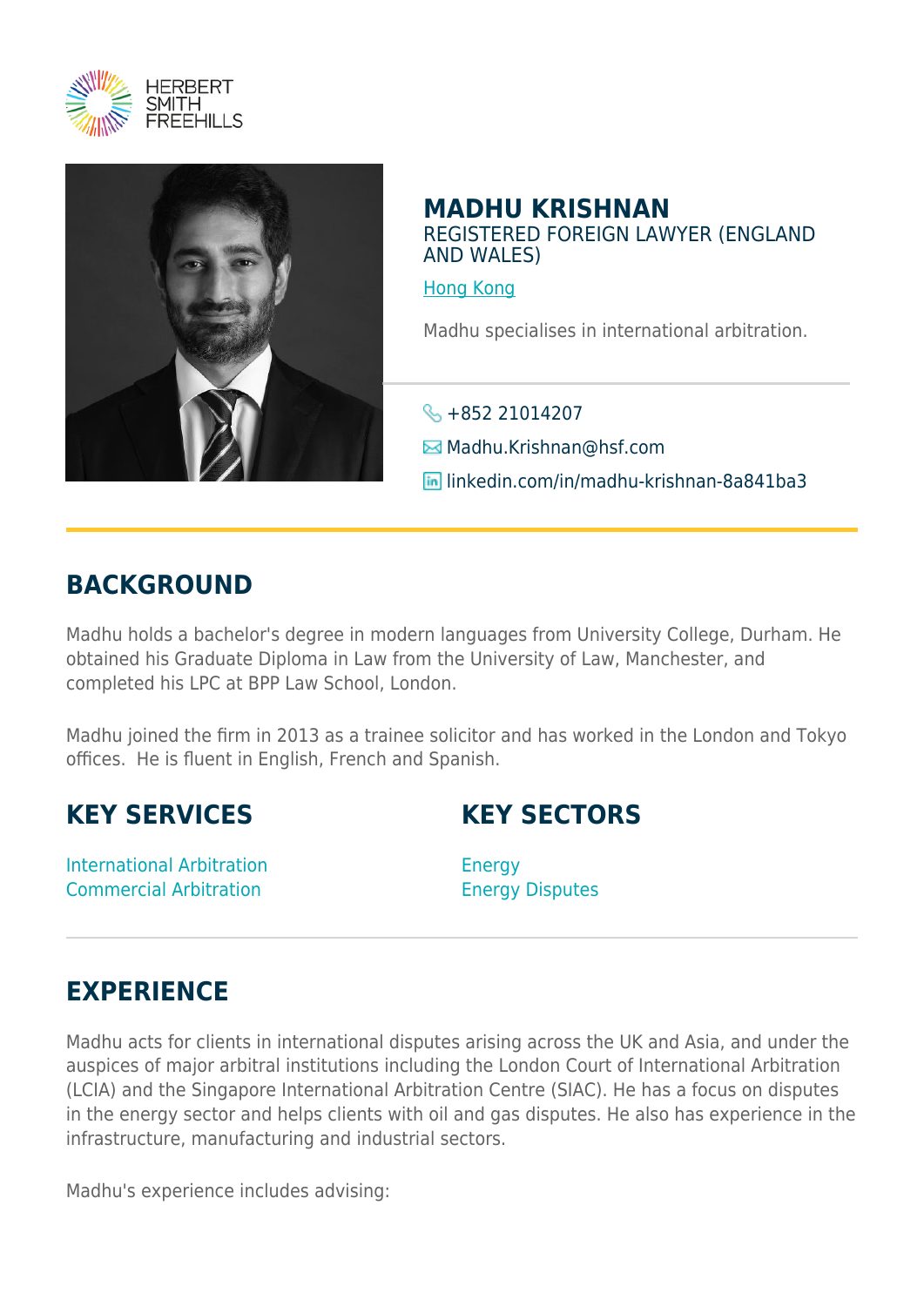HERBERT SMITH FREEHILLS

# MADHU KRISHNAN

REGISTERED FOREIGN LAWYER (ENGLAND AND WALES)

Hong Kong

Madhu specialises in international arbitration.

+852 21014207

Madhu.Krishnan@hsf.com

linkedin.com/in/madhu-krishnan-8a841ba3

## BACKGROUND

Madhu holds a bachelor's degree in modern languages from University College, Durham. He obtained his Graduate Diploma in Law from the University of Law, Manchester, and completed his LPC at BPP Law School, London.

Madhu joined the firm in 2013 as a trainee solicitor and has worked in the London and Tokyo offices. He is fluent in English, French and Spanish.

## KEY SERVICES

International Arbitration
Commercial Arbitration

## KEY SECTORS

Energy
Energy Disputes

## EXPERIENCE

Madhu acts for clients in international disputes arising across the UK and Asia, and under the auspices of major arbitral institutions including the London Court of International Arbitration (LCIA) and the Singapore International Arbitration Centre (SIAC). He has a focus on disputes in the energy sector and helps clients with oil and gas disputes. He also has experience in the infrastructure, manufacturing and industrial sectors.

Madhu's experience includes advising: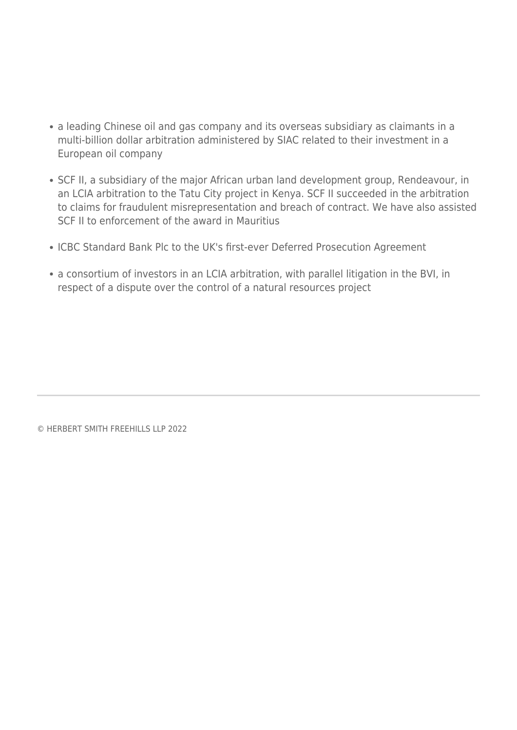- a leading Chinese oil and gas company and its overseas subsidiary as claimants in a multi-billion dollar arbitration administered by SIAC related to their investment in a European oil company
- SCF II, a subsidiary of the major African urban land development group, Rendeavour, in an LCIA arbitration to the Tatu City project in Kenya. SCF II succeeded in the arbitration to claims for fraudulent misrepresentation and breach of contract. We have also assisted SCF II to enforcement of the award in Mauritius
- ICBC Standard Bank Plc to the UK's first-ever Deferred Prosecution Agreement
- a consortium of investors in an LCIA arbitration, with parallel litigation in the BVI, in respect of a dispute over the control of a natural resources project

---

© HERBERT SMITH FREEHILLS LLP 2022